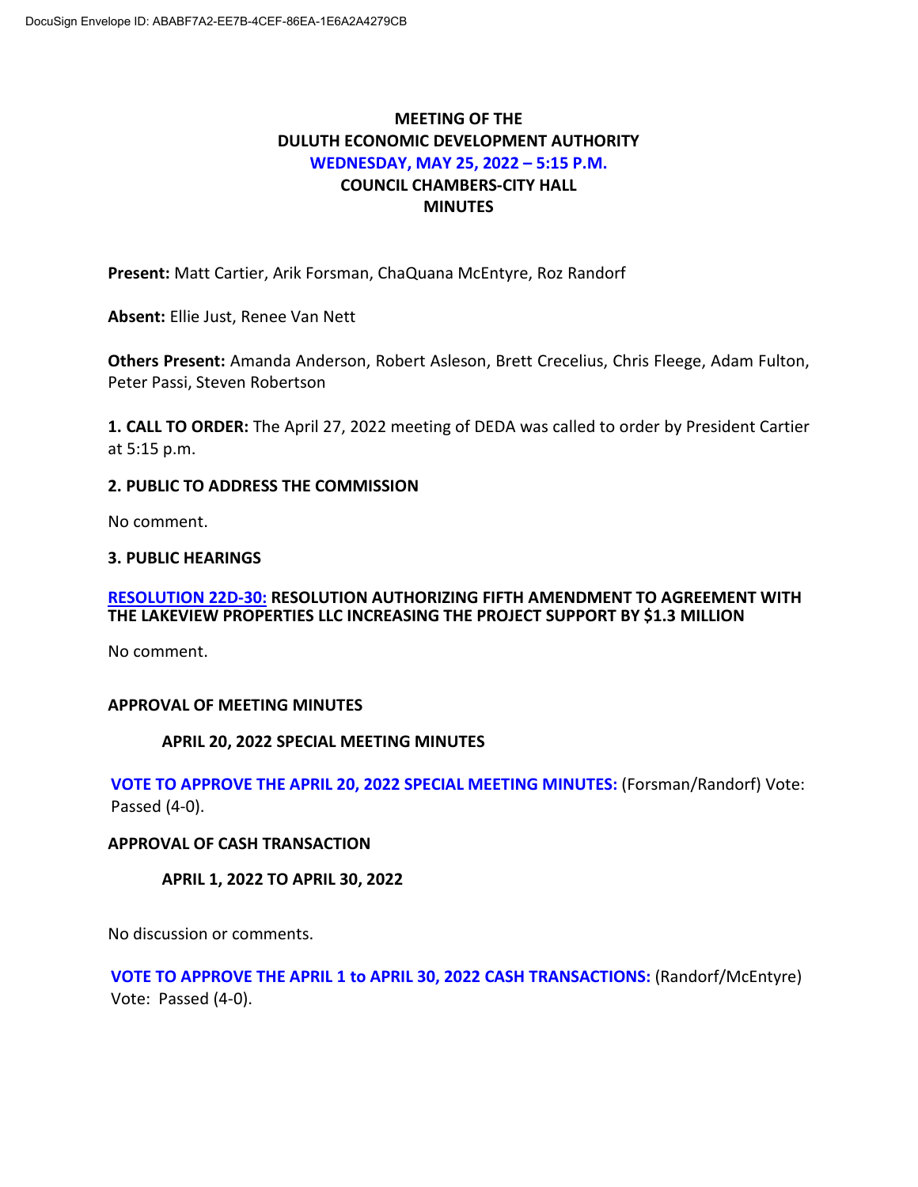DocuSign Envelope ID: ABABF7A2-EE7B-4CEF-86EA-1E6A2A4279CB

# MEETING OF THE
# DULUTH ECONOMIC DEVELOPMENT AUTHORITY
## WEDNESDAY, MAY 25, 2022 – 5:15 P.M.
## COUNCIL CHAMBERS-CITY HALL
## MINUTES

**Present:** Matt Cartier, Arik Forsman, ChaQuana McEntyre, Roz Randorf

**Absent:** Ellie Just, Renee Van Nett

**Others Present:** Amanda Anderson, Robert Asleson, Brett Crecelius, Chris Fleege, Adam Fulton, Peter Passi, Steven Robertson

**1. CALL TO ORDER:** The April 27, 2022 meeting of DEDA was called to order by President Cartier at 5:15 p.m.

**2. PUBLIC TO ADDRESS THE COMMISSION**

No comment.

**3. PUBLIC HEARINGS**

**RESOLUTION 22D-30: RESOLUTION AUTHORIZING FIFTH AMENDMENT TO AGREEMENT WITH THE LAKEVIEW PROPERTIES LLC INCREASING THE PROJECT SUPPORT BY $1.3 MILLION**

No comment.

**APPROVAL OF MEETING MINUTES**

**APRIL 20, 2022 SPECIAL MEETING MINUTES**

**VOTE TO APPROVE THE APRIL 20, 2022 SPECIAL MEETING MINUTES:** (Forsman/Randorf) Vote: Passed (4-0).

**APPROVAL OF CASH TRANSACTION**

**APRIL 1, 2022 TO APRIL 30, 2022**

No discussion or comments.

**VOTE TO APPROVE THE APRIL 1 to APRIL 30, 2022 CASH TRANSACTIONS:** (Randorf/McEntyre) Vote: Passed (4-0).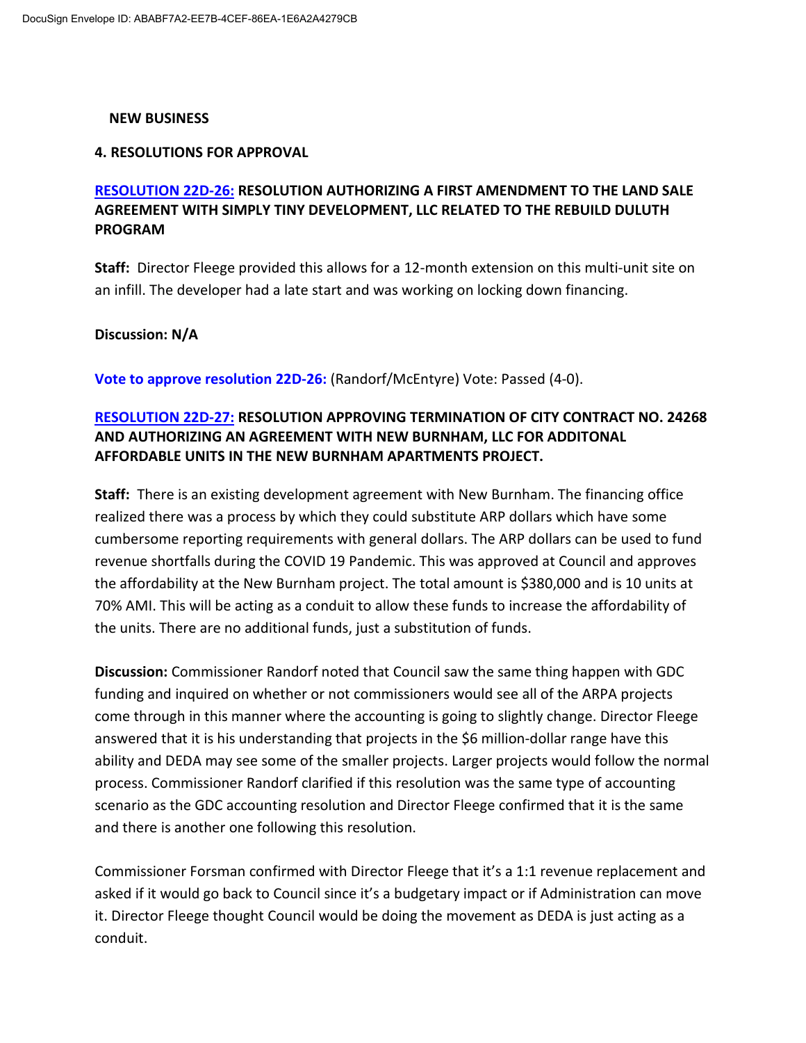**NEW BUSINESS**

**4. RESOLUTIONS FOR APPROVAL**

**RESOLUTION 22D-26: RESOLUTION AUTHORIZING A FIRST AMENDMENT TO THE LAND SALE AGREEMENT WITH SIMPLY TINY DEVELOPMENT, LLC RELATED TO THE REBUILD DULUTH PROGRAM**

**Staff:** Director Fleege provided this allows for a 12-month extension on this multi-unit site on an infill. The developer had a late start and was working on locking down financing.

**Discussion: N/A**

**Vote to approve resolution 22D-26:** (Randorf/McEntyre) Vote: Passed (4-0).

**RESOLUTION 22D-27: RESOLUTION APPROVING TERMINATION OF CITY CONTRACT NO. 24268 AND AUTHORIZING AN AGREEMENT WITH NEW BURNHAM, LLC FOR ADDITONAL AFFORDABLE UNITS IN THE NEW BURNHAM APARTMENTS PROJECT.**

**Staff:** There is an existing development agreement with New Burnham. The financing office realized there was a process by which they could substitute ARP dollars which have some cumbersome reporting requirements with general dollars. The ARP dollars can be used to fund revenue shortfalls during the COVID 19 Pandemic. This was approved at Council and approves the affordability at the New Burnham project. The total amount is $380,000 and is 10 units at 70% AMI. This will be acting as a conduit to allow these funds to increase the affordability of the units. There are no additional funds, just a substitution of funds.

**Discussion:** Commissioner Randorf noted that Council saw the same thing happen with GDC funding and inquired on whether or not commissioners would see all of the ARPA projects come through in this manner where the accounting is going to slightly change. Director Fleege answered that it is his understanding that projects in the $6 million-dollar range have this ability and DEDA may see some of the smaller projects. Larger projects would follow the normal process. Commissioner Randorf clarified if this resolution was the same type of accounting scenario as the GDC accounting resolution and Director Fleege confirmed that it is the same and there is another one following this resolution.

Commissioner Forsman confirmed with Director Fleege that it's a 1:1 revenue replacement and asked if it would go back to Council since it's a budgetary impact or if Administration can move it. Director Fleege thought Council would be doing the movement as DEDA is just acting as a conduit.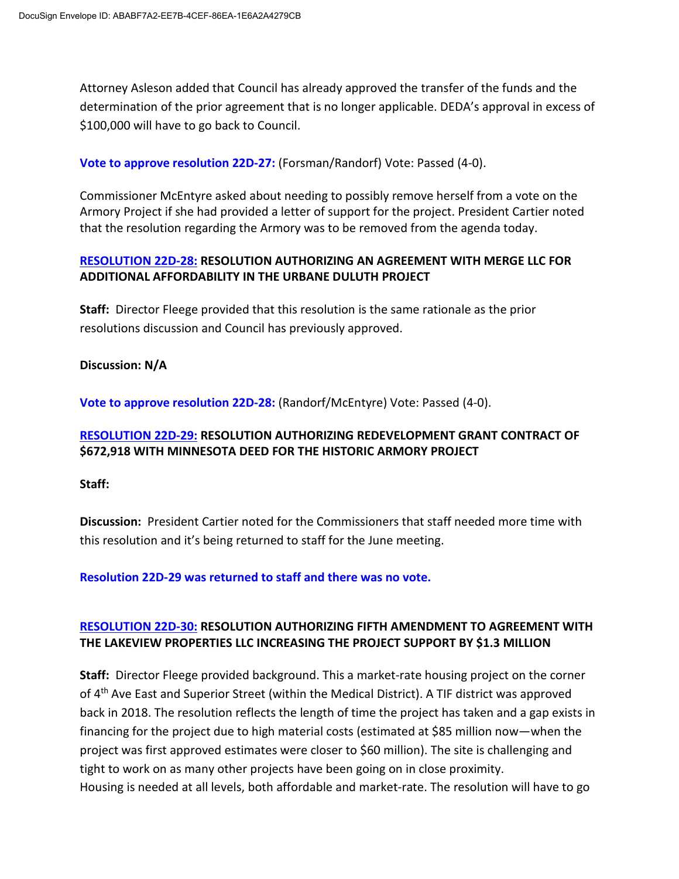Attorney Asleson added that Council has already approved the transfer of the funds and the determination of the prior agreement that is no longer applicable. DEDA's approval in excess of $100,000 will have to go back to Council.

**Vote to approve resolution 22D-27:** (Forsman/Randorf) Vote: Passed (4-0).

Commissioner McEntyre asked about needing to possibly remove herself from a vote on the Armory Project if she had provided a letter of support for the project. President Cartier noted that the resolution regarding the Armory was to be removed from the agenda today.

**RESOLUTION 22D-28: RESOLUTION AUTHORIZING AN AGREEMENT WITH MERGE LLC FOR ADDITIONAL AFFORDABILITY IN THE URBANE DULUTH PROJECT**

**Staff:** Director Fleege provided that this resolution is the same rationale as the prior resolutions discussion and Council has previously approved.

**Discussion: N/A**

**Vote to approve resolution 22D-28:** (Randorf/McEntyre) Vote: Passed (4-0).

**RESOLUTION 22D-29: RESOLUTION AUTHORIZING REDEVELOPMENT GRANT CONTRACT OF $672,918 WITH MINNESOTA DEED FOR THE HISTORIC ARMORY PROJECT**

**Staff:**

**Discussion:** President Cartier noted for the Commissioners that staff needed more time with this resolution and it's being returned to staff for the June meeting.

**Resolution 22D-29 was returned to staff and there was no vote.**

**RESOLUTION 22D-30: RESOLUTION AUTHORIZING FIFTH AMENDMENT TO AGREEMENT WITH THE LAKEVIEW PROPERTIES LLC INCREASING THE PROJECT SUPPORT BY $1.3 MILLION**

**Staff:** Director Fleege provided background. This a market-rate housing project on the corner of 4th Ave East and Superior Street (within the Medical District). A TIF district was approved back in 2018. The resolution reflects the length of time the project has taken and a gap exists in financing for the project due to high material costs (estimated at $85 million now—when the project was first approved estimates were closer to $60 million). The site is challenging and tight to work on as many other projects have been going on in close proximity.
Housing is needed at all levels, both affordable and market-rate. The resolution will have to go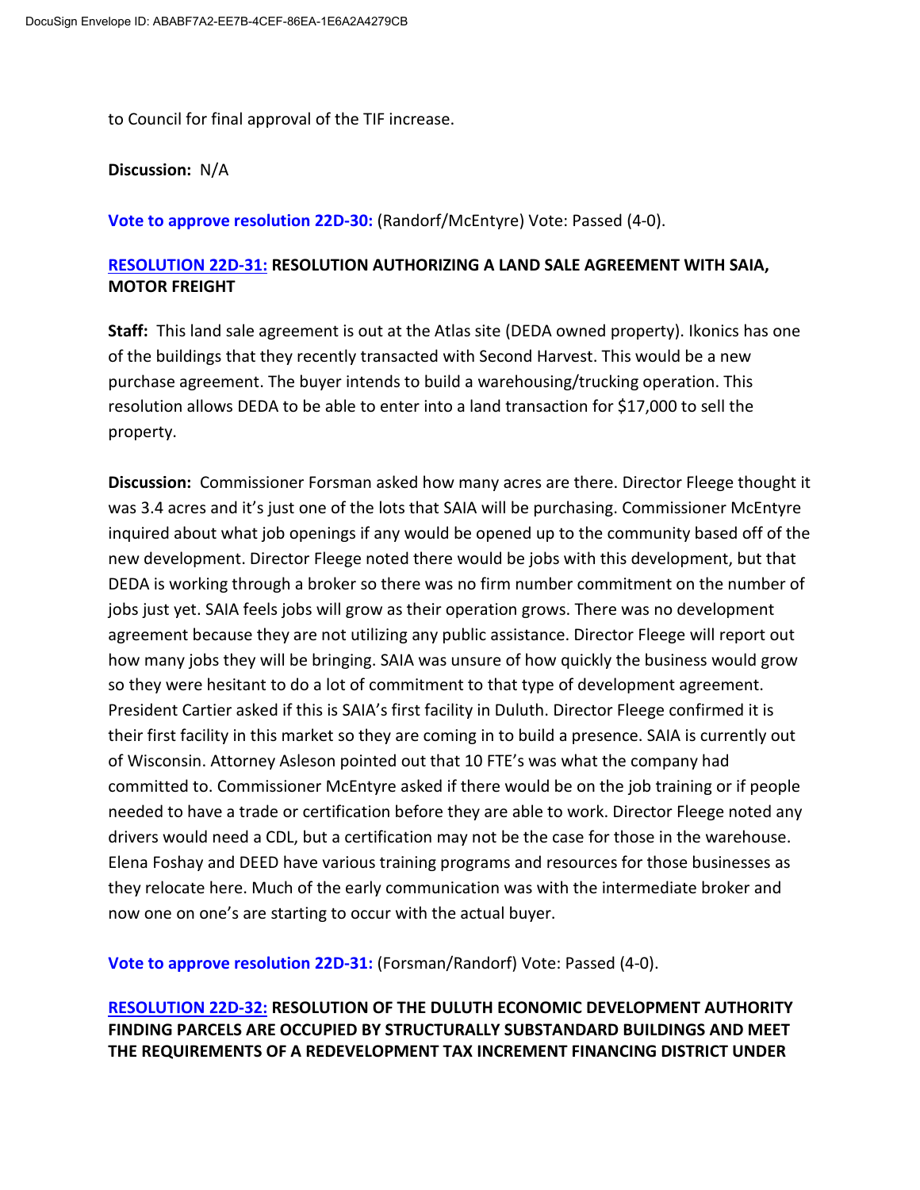to Council for final approval of the TIF increase.

**Discussion:** N/A

**Vote to approve resolution 22D-30:** (Randorf/McEntyre) Vote: Passed (4-0).

**RESOLUTION 22D-31: RESOLUTION AUTHORIZING A LAND SALE AGREEMENT WITH SAIA, MOTOR FREIGHT**

**Staff:** This land sale agreement is out at the Atlas site (DEDA owned property). Ikonics has one of the buildings that they recently transacted with Second Harvest. This would be a new purchase agreement. The buyer intends to build a warehousing/trucking operation. This resolution allows DEDA to be able to enter into a land transaction for $17,000 to sell the property.

**Discussion:** Commissioner Forsman asked how many acres are there. Director Fleege thought it was 3.4 acres and it's just one of the lots that SAIA will be purchasing. Commissioner McEntyre inquired about what job openings if any would be opened up to the community based off of the new development. Director Fleege noted there would be jobs with this development, but that DEDA is working through a broker so there was no firm number commitment on the number of jobs just yet. SAIA feels jobs will grow as their operation grows. There was no development agreement because they are not utilizing any public assistance. Director Fleege will report out how many jobs they will be bringing. SAIA was unsure of how quickly the business would grow so they were hesitant to do a lot of commitment to that type of development agreement. President Cartier asked if this is SAIA's first facility in Duluth. Director Fleege confirmed it is their first facility in this market so they are coming in to build a presence. SAIA is currently out of Wisconsin. Attorney Asleson pointed out that 10 FTE's was what the company had committed to. Commissioner McEntyre asked if there would be on the job training or if people needed to have a trade or certification before they are able to work. Director Fleege noted any drivers would need a CDL, but a certification may not be the case for those in the warehouse. Elena Foshay and DEED have various training programs and resources for those businesses as they relocate here. Much of the early communication was with the intermediate broker and now one on one's are starting to occur with the actual buyer.

**Vote to approve resolution 22D-31:** (Forsman/Randorf) Vote: Passed (4-0).

**RESOLUTION 22D-32: RESOLUTION OF THE DULUTH ECONOMIC DEVELOPMENT AUTHORITY FINDING PARCELS ARE OCCUPIED BY STRUCTURALLY SUBSTANDARD BUILDINGS AND MEET THE REQUIREMENTS OF A REDEVELOPMENT TAX INCREMENT FINANCING DISTRICT UNDER**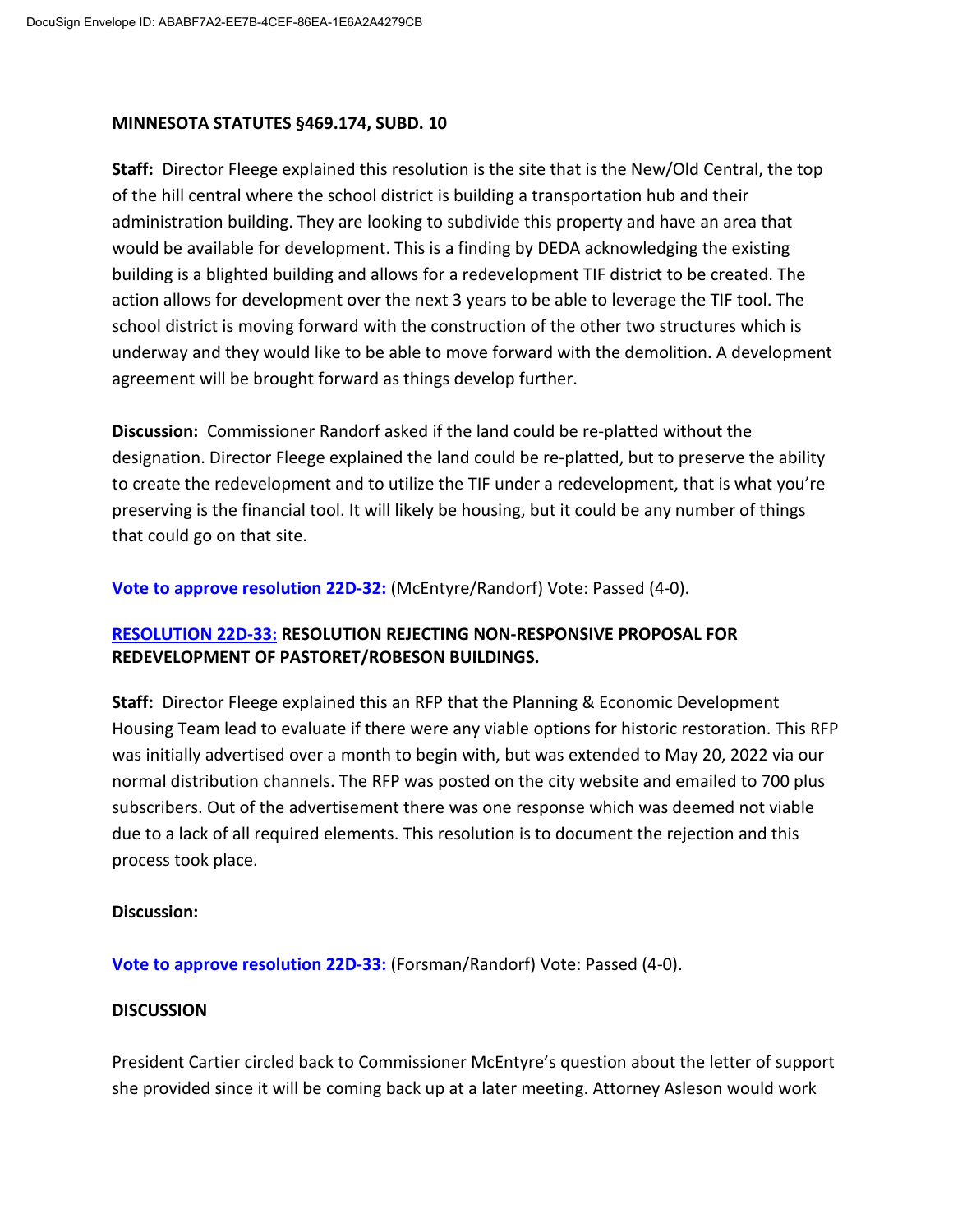**MINNESOTA STATUTES §469.174, SUBD. 10**

**Staff:** Director Fleege explained this resolution is the site that is the New/Old Central, the top of the hill central where the school district is building a transportation hub and their administration building. They are looking to subdivide this property and have an area that would be available for development. This is a finding by DEDA acknowledging the existing building is a blighted building and allows for a redevelopment TIF district to be created. The action allows for development over the next 3 years to be able to leverage the TIF tool. The school district is moving forward with the construction of the other two structures which is underway and they would like to be able to move forward with the demolition. A development agreement will be brought forward as things develop further.

**Discussion:** Commissioner Randorf asked if the land could be re-platted without the designation. Director Fleege explained the land could be re-platted, but to preserve the ability to create the redevelopment and to utilize the TIF under a redevelopment, that is what you're preserving is the financial tool. It will likely be housing, but it could be any number of things that could go on that site.

**Vote to approve resolution 22D-32:** (McEntyre/Randorf) Vote: Passed (4-0).

**RESOLUTION 22D-33: RESOLUTION REJECTING NON-RESPONSIVE PROPOSAL FOR REDEVELOPMENT OF PASTORET/ROBESON BUILDINGS.**

**Staff:** Director Fleege explained this an RFP that the Planning & Economic Development Housing Team lead to evaluate if there were any viable options for historic restoration. This RFP was initially advertised over a month to begin with, but was extended to May 20, 2022 via our normal distribution channels. The RFP was posted on the city website and emailed to 700 plus subscribers. Out of the advertisement there was one response which was deemed not viable due to a lack of all required elements. This resolution is to document the rejection and this process took place.

**Discussion:**

**Vote to approve resolution 22D-33:** (Forsman/Randorf) Vote: Passed (4-0).

**DISCUSSION**

President Cartier circled back to Commissioner McEntyre's question about the letter of support she provided since it will be coming back up at a later meeting. Attorney Asleson would work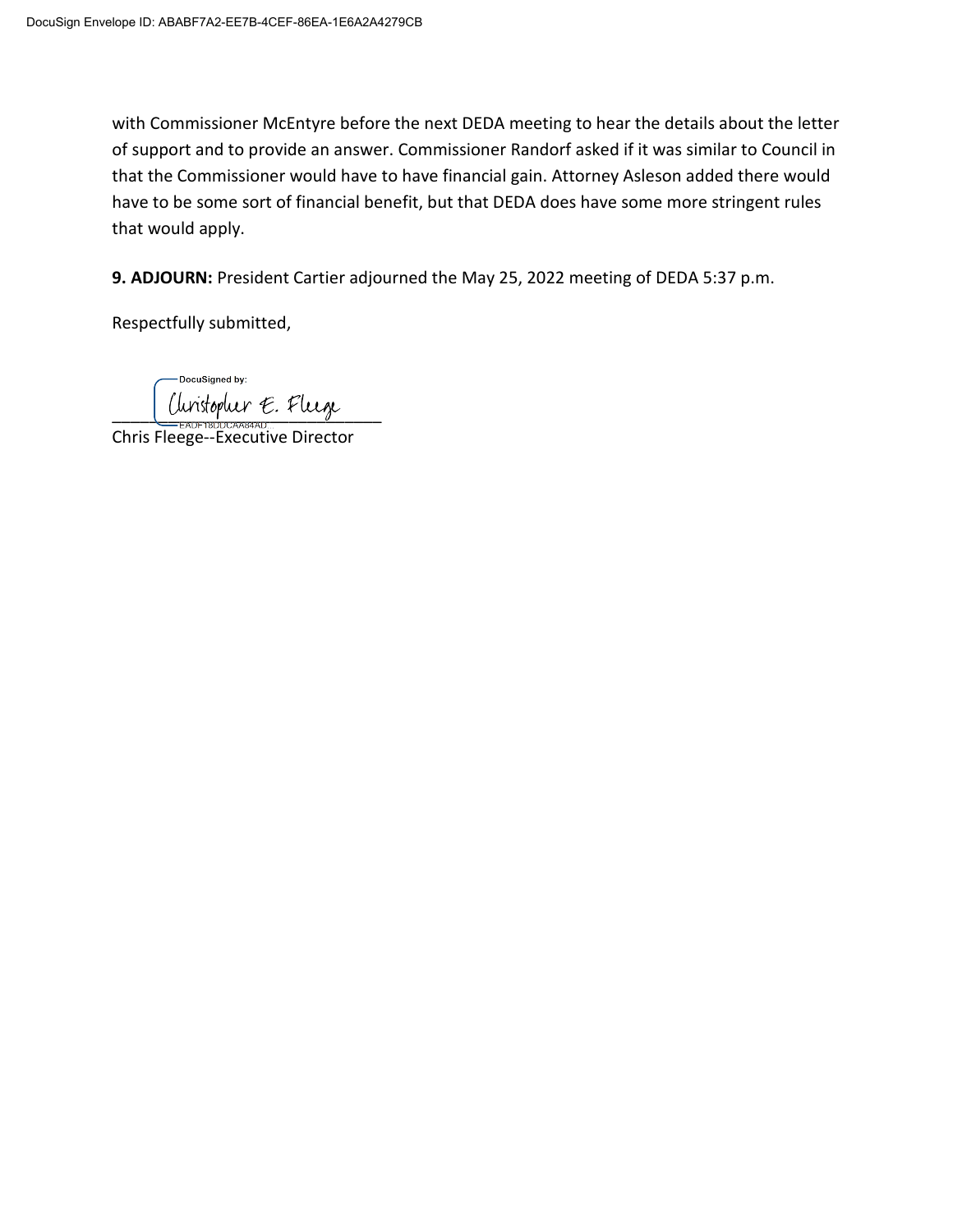with Commissioner McEntyre before the next DEDA meeting to hear the details about the letter of support and to provide an answer. Commissioner Randorf asked if it was similar to Council in that the Commissioner would have to have financial gain. Attorney Asleson added there would have to be some sort of financial benefit, but that DEDA does have some more stringent rules that would apply.

**9. ADJOURN:** President Cartier adjourned the May 25, 2022 meeting of DEDA 5:37 p.m.

Respectfully submitted,

DocuSigned by:
Christopher E. Fleege
EADF18DDCAA84AD...

Chris Fleege--Executive Director